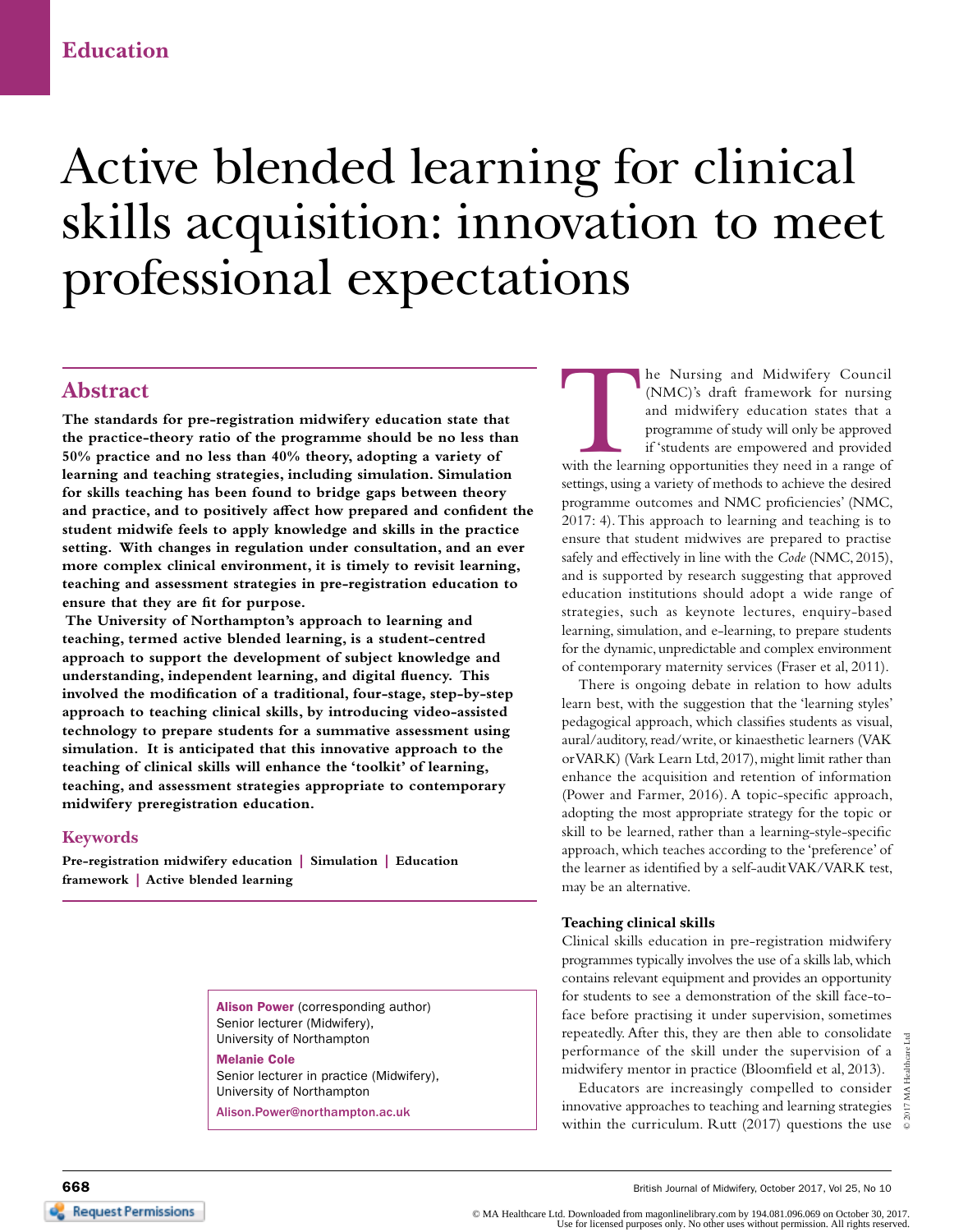Education

# Active blended learning for clinical skills acquisition: innovation to meet professional expectations

## Abstract

**The standards for pre-registration midwifery education state that the practice-theory ratio of the programme should be no less than 50% practice and no less than 40% theory, adopting a variety of learning and teaching strategies, including simulation. Simulation for skills teaching has been found to bridge gaps between theory and practice, and to positively affect how prepared and confident the student midwife feels to apply knowledge and skills in the practice setting. With changes in regulation under consultation, and an ever more complex clinical environment, it is timely to revisit learning, teaching and assessment strategies in pre-registration education to ensure that they are fit for purpose.**

**The University of Northampton's approach to learning and teaching, termed active blended learning, is a student-centred approach to support the development of subject knowledge and understanding, independent learning, and digital fluency. This involved the modification of a traditional, four-stage, step-by-step approach to teaching clinical skills, by introducing video-assisted technology to prepare students for a summative assessment using simulation. It is anticipated that this innovative approach to the teaching of clinical skills will enhance the 'toolkit' of learning, teaching, and assessment strategies appropriate to contemporary midwifery preregistration education.**

### Keywords

**Pre-registration midwifery education | Simulation | Education framework | Active blended learning**

**Alison Power** (corresponding author)
Senior lecturer (Midwifery),
University of Northampton

**Melanie Cole**
Senior lecturer in practice (Midwifery),
University of Northampton

Alison.Power@northampton.ac.uk

The Nursing and Midwifery Council (NMC)'s draft framework for nursing and midwifery education states that a programme of study will only be approved if 'students are empowered and provided with the learning opportunities they need in a range of settings, using a variety of methods to achieve the desired programme outcomes and NMC proficiencies' (NMC, 2017: 4). This approach to learning and teaching is to ensure that student midwives are prepared to practise safely and effectively in line with the *Code* (NMC, 2015), and is supported by research suggesting that approved education institutions should adopt a wide range of strategies, such as keynote lectures, enquiry-based learning, simulation, and e-learning, to prepare students for the dynamic, unpredictable and complex environment of contemporary maternity services (Fraser et al, 2011).

There is ongoing debate in relation to how adults learn best, with the suggestion that the 'learning styles' pedagogical approach, which classifies students as visual, aural/auditory, read/write, or kinaesthetic learners (VAK or VARK) (Vark Learn Ltd, 2017), might limit rather than enhance the acquisition and retention of information (Power and Farmer, 2016). A topic-specific approach, adopting the most appropriate strategy for the topic or skill to be learned, rather than a learning-style-specific approach, which teaches according to the 'preference' of the learner as identified by a self-audit VAK/VARK test, may be an alternative.

### Teaching clinical skills

Clinical skills education in pre-registration midwifery programmes typically involves the use of a skills lab, which contains relevant equipment and provides an opportunity for students to see a demonstration of the skill face-to-face before practising it under supervision, sometimes repeatedly. After this, they are then able to consolidate performance of the skill under the supervision of a midwifery mentor in practice (Bloomfield et al, 2013).

Educators are increasingly compelled to consider innovative approaches to teaching and learning strategies within the curriculum. Rutt (2017) questions the use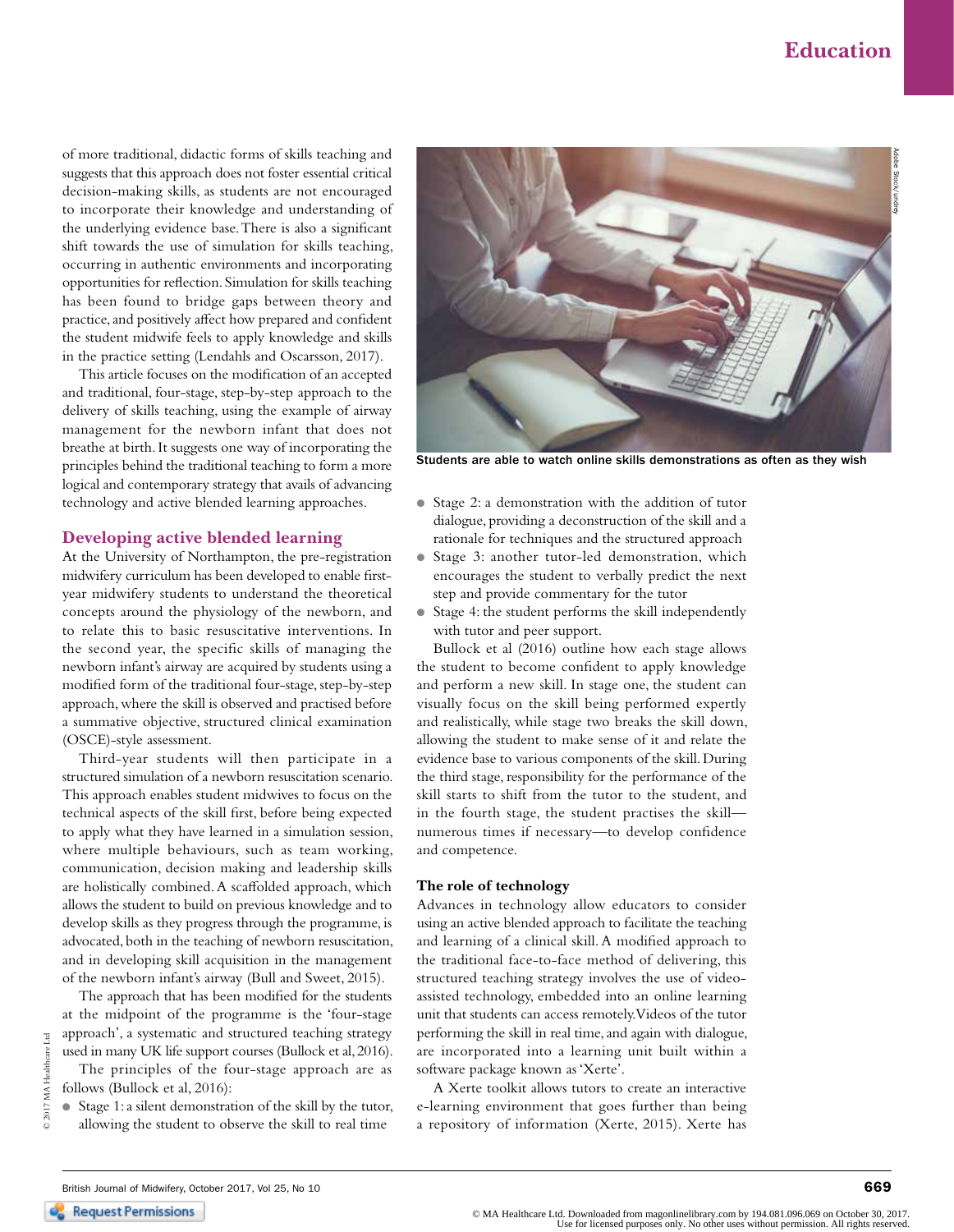of more traditional, didactic forms of skills teaching and suggests that this approach does not foster essential critical decision-making skills, as students are not encouraged to incorporate their knowledge and understanding of the underlying evidence base. There is also a significant shift towards the use of simulation for skills teaching, occurring in authentic environments and incorporating opportunities for reflection. Simulation for skills teaching has been found to bridge gaps between theory and practice, and positively affect how prepared and confident the student midwife feels to apply knowledge and skills in the practice setting (Lendahls and Oscarsson, 2017).

This article focuses on the modification of an accepted and traditional, four-stage, step-by-step approach to the delivery of skills teaching, using the example of airway management for the newborn infant that does not breathe at birth. It suggests one way of incorporating the principles behind the traditional teaching to form a more logical and contemporary strategy that avails of advancing technology and active blended learning approaches.

## Developing active blended learning

At the University of Northampton, the pre-registration midwifery curriculum has been developed to enable first-year midwifery students to understand the theoretical concepts around the physiology of the newborn, and to relate this to basic resuscitative interventions. In the second year, the specific skills of managing the newborn infant's airway are acquired by students using a modified form of the traditional four-stage, step-by-step approach, where the skill is observed and practised before a summative objective, structured clinical examination (OSCE)-style assessment.

Third-year students will then participate in a structured simulation of a newborn resuscitation scenario. This approach enables student midwives to focus on the technical aspects of the skill first, before being expected to apply what they have learned in a simulation session, where multiple behaviours, such as team working, communication, decision making and leadership skills are holistically combined. A scaffolded approach, which allows the student to build on previous knowledge and to develop skills as they progress through the programme, is advocated, both in the teaching of newborn resuscitation, and in developing skill acquisition in the management of the newborn infant's airway (Bull and Sweet, 2015).

The approach that has been modified for the students at the midpoint of the programme is the 'four-stage approach', a systematic and structured teaching strategy used in many UK life support courses (Bullock et al, 2016).

The principles of the four-stage approach are as follows (Bullock et al, 2016):

- Stage 1: a silent demonstration of the skill by the tutor, allowing the student to observe the skill to real time
- Stage 2: a demonstration with the addition of tutor dialogue, providing a deconstruction of the skill and a rationale for techniques and the structured approach
- Stage 3: another tutor-led demonstration, which encourages the student to verbally predict the next step and provide commentary for the tutor
- Stage 4: the student performs the skill independently with tutor and peer support.

Students are able to watch online skills demonstrations as often as they wish

Bullock et al (2016) outline how each stage allows the student to become confident to apply knowledge and perform a new skill. In stage one, the student can visually focus on the skill being performed expertly and realistically, while stage two breaks the skill down, allowing the student to make sense of it and relate the evidence base to various components of the skill. During the third stage, responsibility for the performance of the skill starts to shift from the tutor to the student, and in the fourth stage, the student practises the skill—numerous times if necessary—to develop confidence and competence.

### The role of technology

Advances in technology allow educators to consider using an active blended approach to facilitate the teaching and learning of a clinical skill. A modified approach to the traditional face-to-face method of delivering, this structured teaching strategy involves the use of video-assisted technology, embedded into an online learning unit that students can access remotely. Videos of the tutor performing the skill in real time, and again with dialogue, are incorporated into a learning unit built within a software package known as 'Xerte'.

A Xerte toolkit allows tutors to create an interactive e-learning environment that goes further than being a repository of information (Xerte, 2015). Xerte has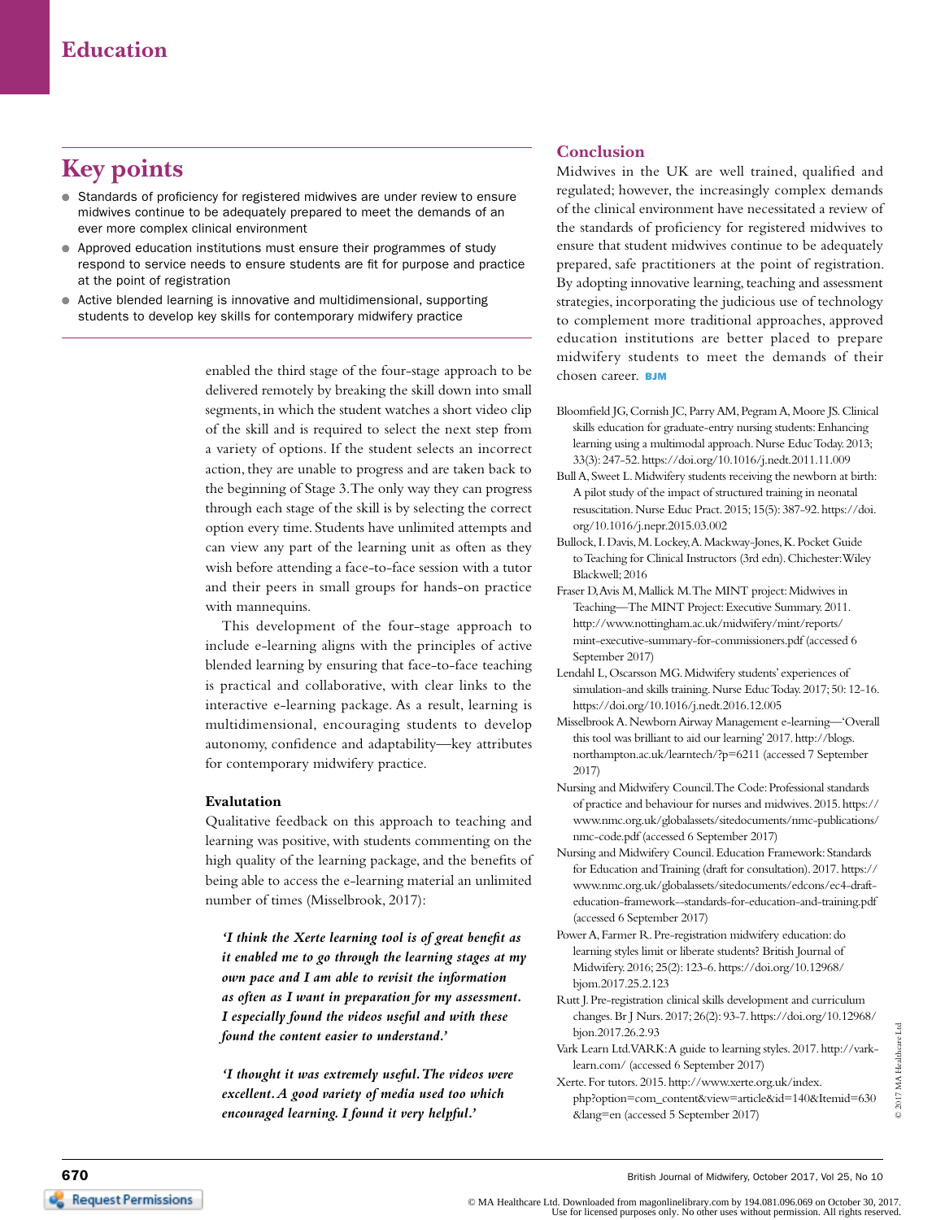## Key points

- Standards of proficiency for registered midwives are under review to ensure midwives continue to be adequately prepared to meet the demands of an ever more complex clinical environment
- Approved education institutions must ensure their programmes of study respond to service needs to ensure students are fit for purpose and practice at the point of registration
- Active blended learning is innovative and multidimensional, supporting students to develop key skills for contemporary midwifery practice

enabled the third stage of the four-stage approach to be delivered remotely by breaking the skill down into small segments, in which the student watches a short video clip of the skill and is required to select the next step from a variety of options. If the student selects an incorrect action, they are unable to progress and are taken back to the beginning of Stage 3. The only way they can progress through each stage of the skill is by selecting the correct option every time. Students have unlimited attempts and can view any part of the learning unit as often as they wish before attending a face-to-face session with a tutor and their peers in small groups for hands-on practice with mannequins.

This development of the four-stage approach to include e-learning aligns with the principles of active blended learning by ensuring that face-to-face teaching is practical and collaborative, with clear links to the interactive e-learning package. As a result, learning is multidimensional, encouraging students to develop autonomy, confidence and adaptability—key attributes for contemporary midwifery practice.

### Evaluation

Qualitative feedback on this approach to teaching and learning was positive, with students commenting on the high quality of the learning package, and the benefits of being able to access the e-learning material an unlimited number of times (Misselbrook, 2017):

> *'I think the Xerte learning tool is of great benefit as it enabled me to go through the learning stages at my own pace and I am able to revisit the information as often as I want in preparation for my assessment. I especially found the videos useful and with these found the content easier to understand.'*

> *'I thought it was extremely useful. The videos were excellent. A good variety of media used too which encouraged learning. I found it very helpful.'*

## Conclusion

Midwives in the UK are well trained, qualified and regulated; however, the increasingly complex demands of the clinical environment have necessitated a review of the standards of proficiency for registered midwives to ensure that student midwives continue to be adequately prepared, safe practitioners at the point of registration. By adopting innovative learning, teaching and assessment strategies, incorporating the judicious use of technology to complement more traditional approaches, approved education institutions are better placed to prepare midwifery students to meet the demands of their chosen career. BJM

Bloomfield JG, Cornish JC, Parry AM, Pegram A, Moore JS. Clinical skills education for graduate-entry nursing students: Enhancing learning using a multimodal approach. Nurse Educ Today. 2013; 33(3): 247-52. https://doi.org/10.1016/j.nedt.2011.11.009

Bull A, Sweet L. Midwifery students receiving the newborn at birth: A pilot study of the impact of structured training in neonatal resuscitation. Nurse Educ Pract. 2015; 15(5): 387-92. https://doi.org/10.1016/j.nepr.2015.03.002

Bullock, I. Davis, M. Lockey, A. Mackway-Jones, K. Pocket Guide to Teaching for Clinical Instructors (3rd edn). Chichester: Wiley Blackwell; 2016

Fraser D, Avis M, Mallick M. The MINT project: Midwives in Teaching—The MINT Project: Executive Summary. 2011. http://www.nottingham.ac.uk/midwifery/mint/reports/mint-executive-summary-for-commissioners.pdf (accessed 6 September 2017)

Lendahl L, Oscarsson MG. Midwifery students' experiences of simulation-and skills training. Nurse Educ Today. 2017; 50: 12-16. https://doi.org/10.1016/j.nedt.2016.12.005

Misselbrook A. Newborn Airway Management e-learning—'Overall this tool was brilliant to aid our learning' 2017. http://blogs.northampton.ac.uk/learntech/?p=6211 (accessed 7 September 2017)

Nursing and Midwifery Council. The Code: Professional standards of practice and behaviour for nurses and midwives. 2015. https://www.nmc.org.uk/globalassets/sitedocuments/nmc-publications/nmc-code.pdf (accessed 6 September 2017)

Nursing and Midwifery Council. Education Framework: Standards for Education and Training (draft for consultation). 2017. https://www.nmc.org.uk/globalassets/sitedocuments/edcons/ec4-draft-education-framework--standards-for-education-and-training.pdf (accessed 6 September 2017)

Power A, Farmer R. Pre-registration midwifery education: do learning styles limit or liberate students? British Journal of Midwifery. 2016; 25(2): 123-6. https://doi.org/10.12968/bjom.2017.25.2.123

Rutt J. Pre-registration clinical skills development and curriculum changes. Br J Nurs. 2017; 26(2): 93-7. https://doi.org/10.12968/bjon.2017.26.2.93

Vark Learn Ltd. VARK: A guide to learning styles. 2017. http://vark-learn.com/ (accessed 6 September 2017)

Xerte. For tutors. 2015. http://www.xerte.org.uk/index.php?option=com_content&view=article&id=140&Itemid=630&lang=en (accessed 5 September 2017)